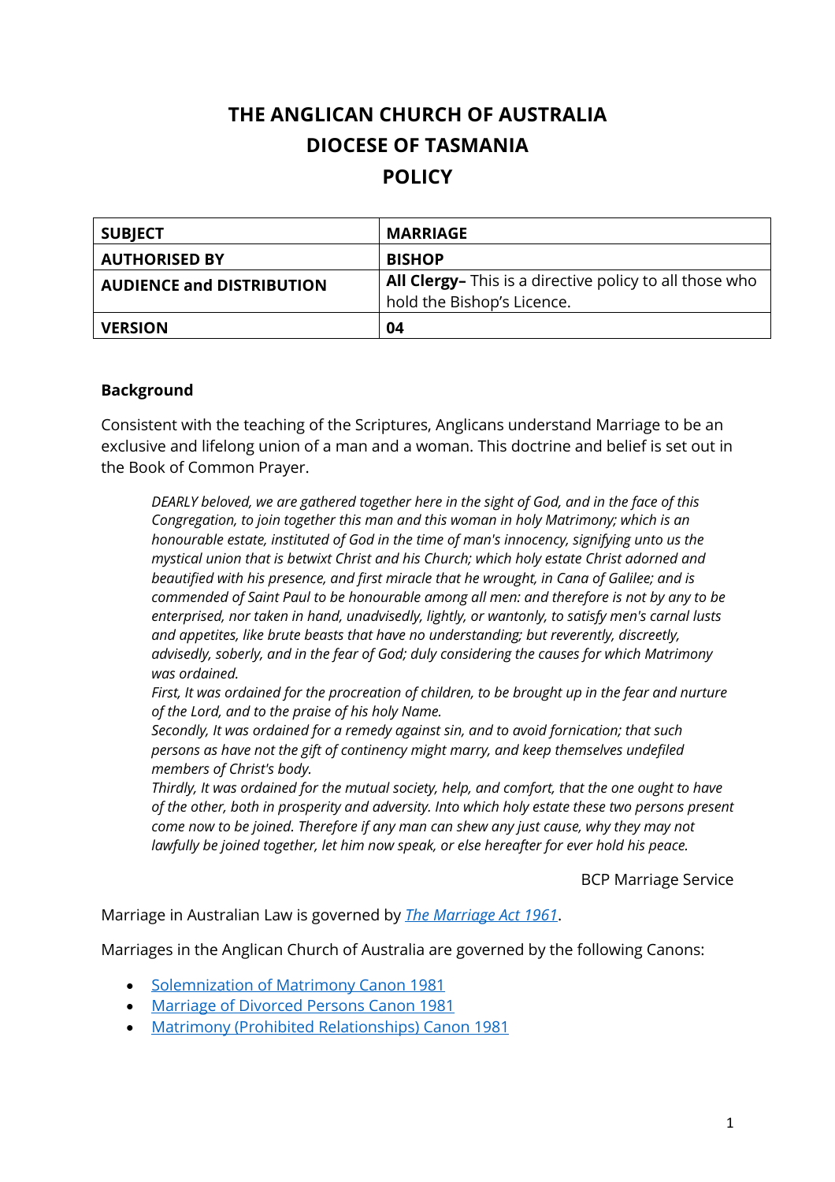# THE ANGLICAN CHURCH OF AUSTRALIA
# DIOCESE OF TASMANIA
# POLICY

| SUBJECT | MARRIAGE |
|---|---|
| AUTHORISED BY | BISHOP |
| AUDIENCE and DISTRIBUTION | **All Clergy–** This is a directive policy to all those who hold the Bishop's Licence. |
| VERSION | 04 |

## Background

Consistent with the teaching of the Scriptures, Anglicans understand Marriage to be an exclusive and lifelong union of a man and a woman. This doctrine and belief is set out in the Book of Common Prayer.

> *DEARLY beloved, we are gathered together here in the sight of God, and in the face of this Congregation, to join together this man and this woman in holy Matrimony; which is an honourable estate, instituted of God in the time of man's innocency, signifying unto us the mystical union that is betwixt Christ and his Church; which holy estate Christ adorned and beautified with his presence, and first miracle that he wrought, in Cana of Galilee; and is commended of Saint Paul to be honourable among all men: and therefore is not by any to be enterprised, nor taken in hand, unadvisedly, lightly, or wantonly, to satisfy men's carnal lusts and appetites, like brute beasts that have no understanding; but reverently, discreetly, advisedly, soberly, and in the fear of God; duly considering the causes for which Matrimony was ordained.*
>
> *First, It was ordained for the procreation of children, to be brought up in the fear and nurture of the Lord, and to the praise of his holy Name.*
>
> *Secondly, It was ordained for a remedy against sin, and to avoid fornication; that such persons as have not the gift of continency might marry, and keep themselves undefiled members of Christ's body.*
>
> *Thirdly, It was ordained for the mutual society, help, and comfort, that the one ought to have of the other, both in prosperity and adversity. Into which holy estate these two persons present come now to be joined. Therefore if any man can shew any just cause, why they may not lawfully be joined together, let him now speak, or else hereafter for ever hold his peace.*
>
> BCP Marriage Service

Marriage in Australian Law is governed by *The Marriage Act 1961*.

Marriages in the Anglican Church of Australia are governed by the following Canons:

- Solemnization of Matrimony Canon 1981
- Marriage of Divorced Persons Canon 1981
- Matrimony (Prohibited Relationships) Canon 1981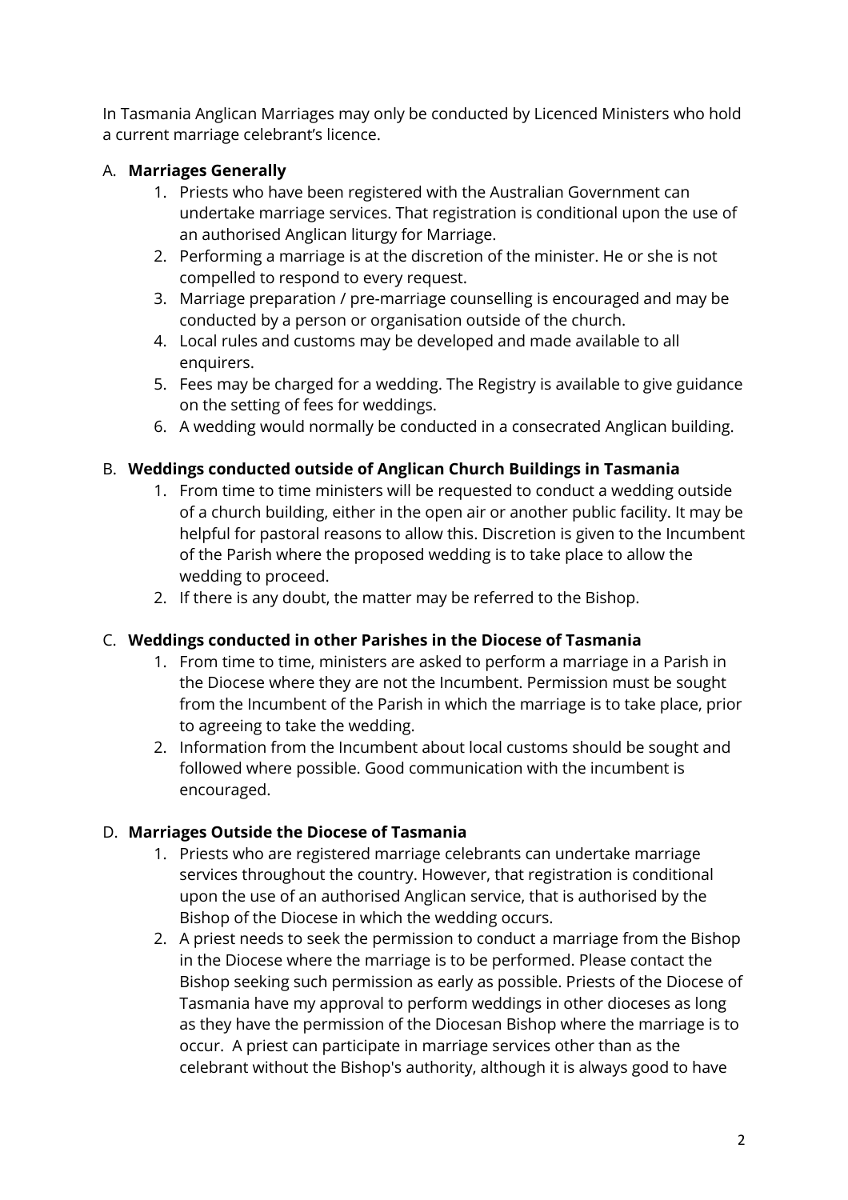In Tasmania Anglican Marriages may only be conducted by Licenced Ministers who hold a current marriage celebrant's licence.

A. **Marriages Generally**

1. Priests who have been registered with the Australian Government can undertake marriage services. That registration is conditional upon the use of an authorised Anglican liturgy for Marriage.
2. Performing a marriage is at the discretion of the minister. He or she is not compelled to respond to every request.
3. Marriage preparation / pre-marriage counselling is encouraged and may be conducted by a person or organisation outside of the church.
4. Local rules and customs may be developed and made available to all enquirers.
5. Fees may be charged for a wedding. The Registry is available to give guidance on the setting of fees for weddings.
6. A wedding would normally be conducted in a consecrated Anglican building.

B. **Weddings conducted outside of Anglican Church Buildings in Tasmania**

1. From time to time ministers will be requested to conduct a wedding outside of a church building, either in the open air or another public facility. It may be helpful for pastoral reasons to allow this. Discretion is given to the Incumbent of the Parish where the proposed wedding is to take place to allow the wedding to proceed.
2. If there is any doubt, the matter may be referred to the Bishop.

C. **Weddings conducted in other Parishes in the Diocese of Tasmania**

1. From time to time, ministers are asked to perform a marriage in a Parish in the Diocese where they are not the Incumbent. Permission must be sought from the Incumbent of the Parish in which the marriage is to take place, prior to agreeing to take the wedding.
2. Information from the Incumbent about local customs should be sought and followed where possible. Good communication with the incumbent is encouraged.

D. **Marriages Outside the Diocese of Tasmania**

1. Priests who are registered marriage celebrants can undertake marriage services throughout the country. However, that registration is conditional upon the use of an authorised Anglican service, that is authorised by the Bishop of the Diocese in which the wedding occurs.
2. A priest needs to seek the permission to conduct a marriage from the Bishop in the Diocese where the marriage is to be performed. Please contact the Bishop seeking such permission as early as possible. Priests of the Diocese of Tasmania have my approval to perform weddings in other dioceses as long as they have the permission of the Diocesan Bishop where the marriage is to occur. A priest can participate in marriage services other than as the celebrant without the Bishop's authority, although it is always good to have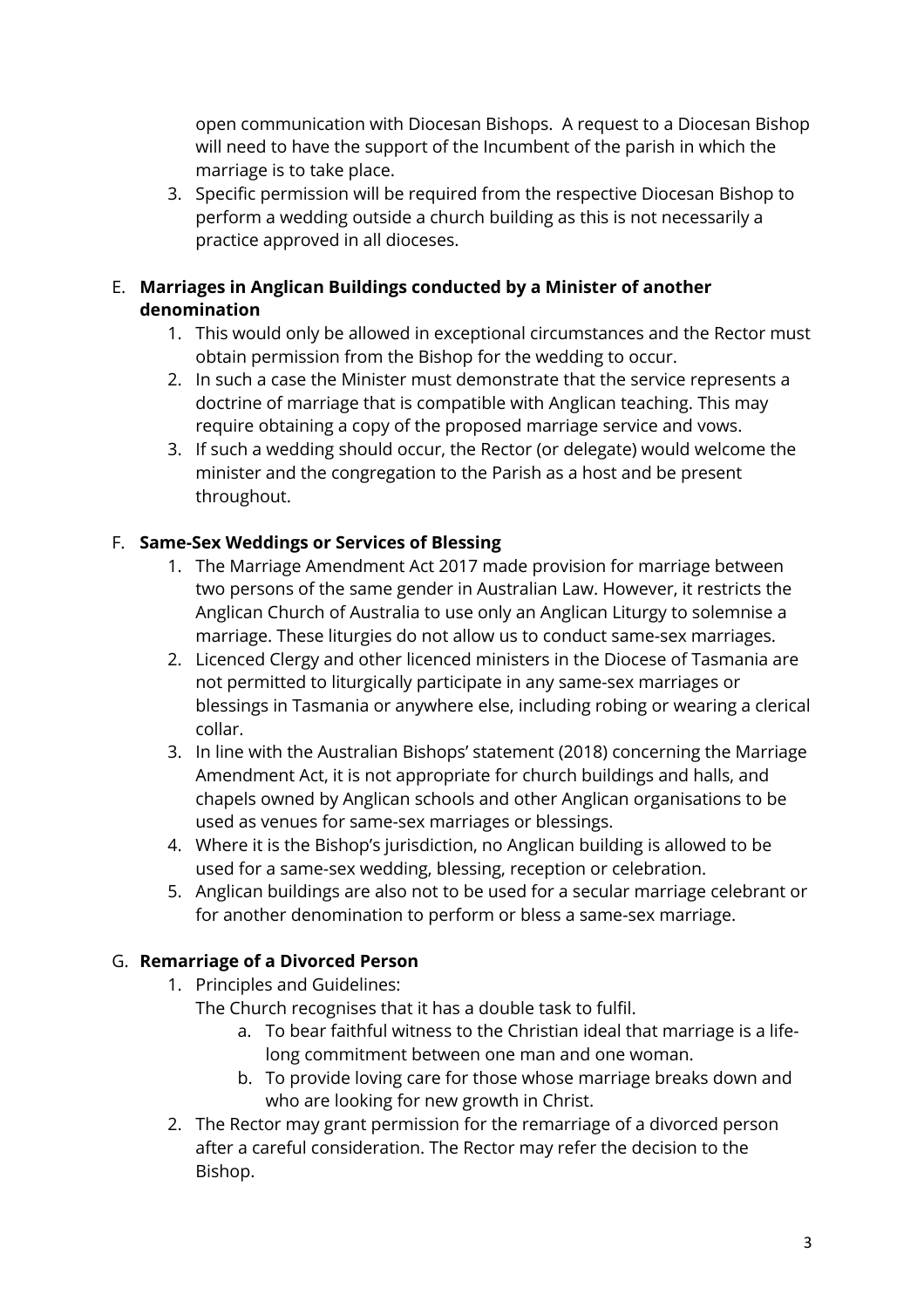open communication with Diocesan Bishops. A request to a Diocesan Bishop will need to have the support of the Incumbent of the parish in which the marriage is to take place.

3. Specific permission will be required from the respective Diocesan Bishop to perform a wedding outside a church building as this is not necessarily a practice approved in all dioceses.

E. **Marriages in Anglican Buildings conducted by a Minister of another denomination**

1. This would only be allowed in exceptional circumstances and the Rector must obtain permission from the Bishop for the wedding to occur.
2. In such a case the Minister must demonstrate that the service represents a doctrine of marriage that is compatible with Anglican teaching. This may require obtaining a copy of the proposed marriage service and vows.
3. If such a wedding should occur, the Rector (or delegate) would welcome the minister and the congregation to the Parish as a host and be present throughout.

F. **Same-Sex Weddings or Services of Blessing**

1. The Marriage Amendment Act 2017 made provision for marriage between two persons of the same gender in Australian Law. However, it restricts the Anglican Church of Australia to use only an Anglican Liturgy to solemnise a marriage. These liturgies do not allow us to conduct same-sex marriages.
2. Licenced Clergy and other licenced ministers in the Diocese of Tasmania are not permitted to liturgically participate in any same-sex marriages or blessings in Tasmania or anywhere else, including robing or wearing a clerical collar.
3. In line with the Australian Bishops' statement (2018) concerning the Marriage Amendment Act, it is not appropriate for church buildings and halls, and chapels owned by Anglican schools and other Anglican organisations to be used as venues for same-sex marriages or blessings.
4. Where it is the Bishop's jurisdiction, no Anglican building is allowed to be used for a same-sex wedding, blessing, reception or celebration.
5. Anglican buildings are also not to be used for a secular marriage celebrant or for another denomination to perform or bless a same-sex marriage.

G. **Remarriage of a Divorced Person**

1. Principles and Guidelines:
   The Church recognises that it has a double task to fulfil.
   a. To bear faithful witness to the Christian ideal that marriage is a life-long commitment between one man and one woman.
   b. To provide loving care for those whose marriage breaks down and who are looking for new growth in Christ.
2. The Rector may grant permission for the remarriage of a divorced person after a careful consideration. The Rector may refer the decision to the Bishop.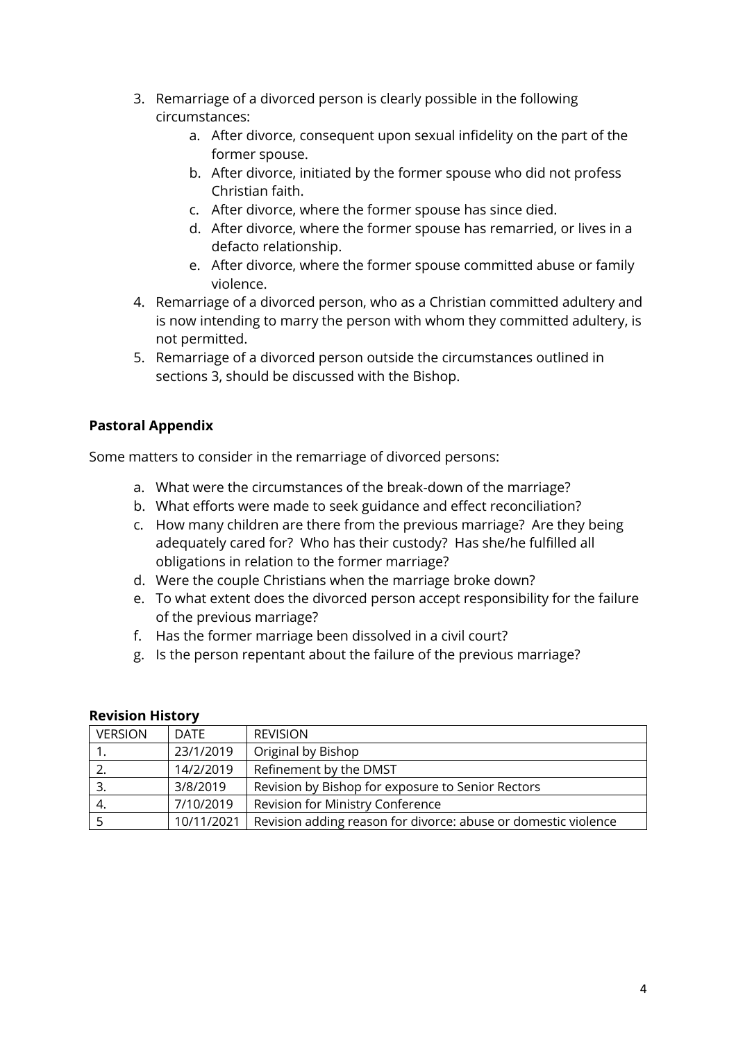3. Remarriage of a divorced person is clearly possible in the following circumstances:
    a. After divorce, consequent upon sexual infidelity on the part of the former spouse.
    b. After divorce, initiated by the former spouse who did not profess Christian faith.
    c. After divorce, where the former spouse has since died.
    d. After divorce, where the former spouse has remarried, or lives in a defacto relationship.
    e. After divorce, where the former spouse committed abuse or family violence.
4. Remarriage of a divorced person, who as a Christian committed adultery and is now intending to marry the person with whom they committed adultery, is not permitted.
5. Remarriage of a divorced person outside the circumstances outlined in sections 3, should be discussed with the Bishop.

**Pastoral Appendix**

Some matters to consider in the remarriage of divorced persons:

a. What were the circumstances of the break-down of the marriage?
b. What efforts were made to seek guidance and effect reconciliation?
c. How many children are there from the previous marriage? Are they being adequately cared for? Who has their custody? Has she/he fulfilled all obligations in relation to the former marriage?
d. Were the couple Christians when the marriage broke down?
e. To what extent does the divorced person accept responsibility for the failure of the previous marriage?
f. Has the former marriage been dissolved in a civil court?
g. Is the person repentant about the failure of the previous marriage?

**Revision History**

| VERSION | DATE | REVISION |
|---|---|---|
| 1. | 23/1/2019 | Original by Bishop |
| 2. | 14/2/2019 | Refinement by the DMST |
| 3. | 3/8/2019 | Revision by Bishop for exposure to Senior Rectors |
| 4. | 7/10/2019 | Revision for Ministry Conference |
| 5 | 10/11/2021 | Revision adding reason for divorce: abuse or domestic violence |